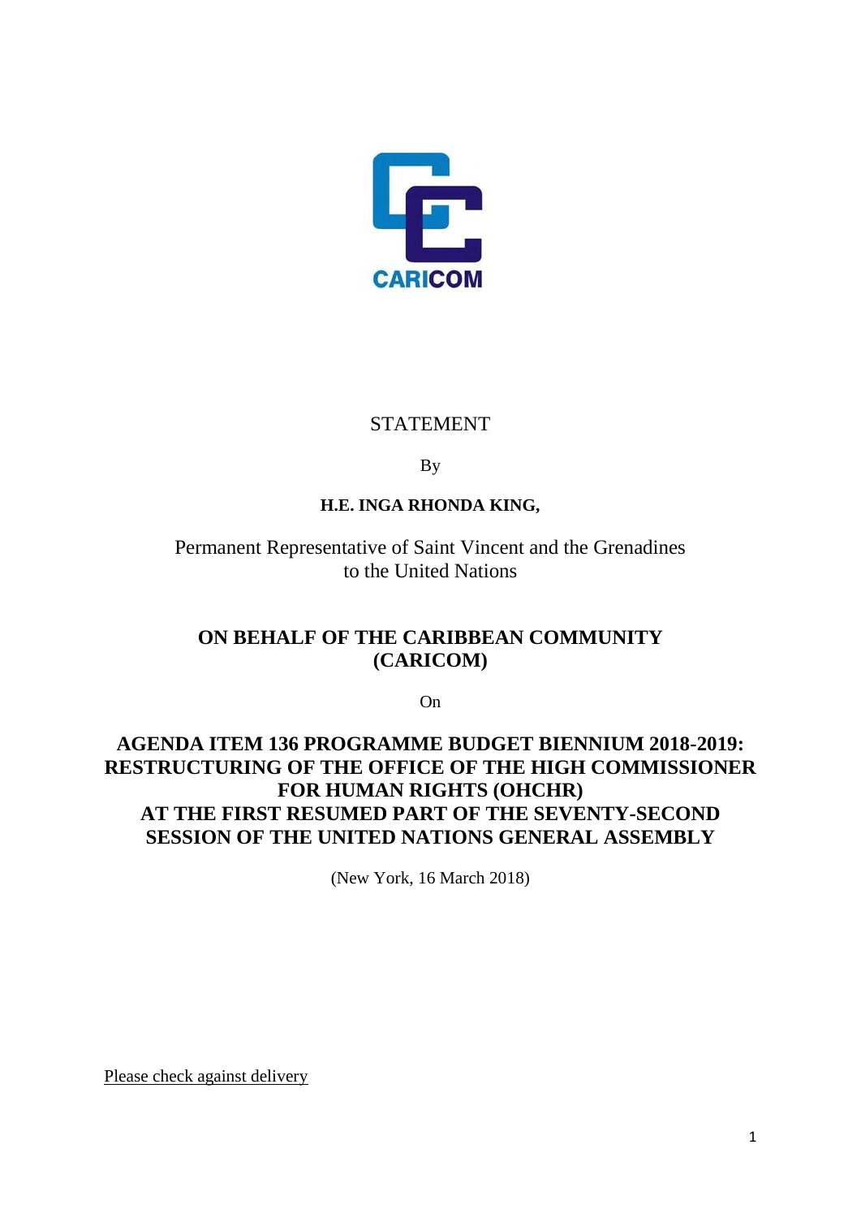CARICOM

STATEMENT

By

**H.E. INGA RHONDA KING,**

Permanent Representative of Saint Vincent and the Grenadines
to the United Nations

**ON BEHALF OF THE CARIBBEAN COMMUNITY (CARICOM)**

On

**AGENDA ITEM 136 PROGRAMME BUDGET BIENNIUM 2018-2019: RESTRUCTURING OF THE OFFICE OF THE HIGH COMMISSIONER FOR HUMAN RIGHTS (OHCHR) AT THE FIRST RESUMED PART OF THE SEVENTY-SECOND SESSION OF THE UNITED NATIONS GENERAL ASSEMBLY**

(New York, 16 March 2018)

Please check against delivery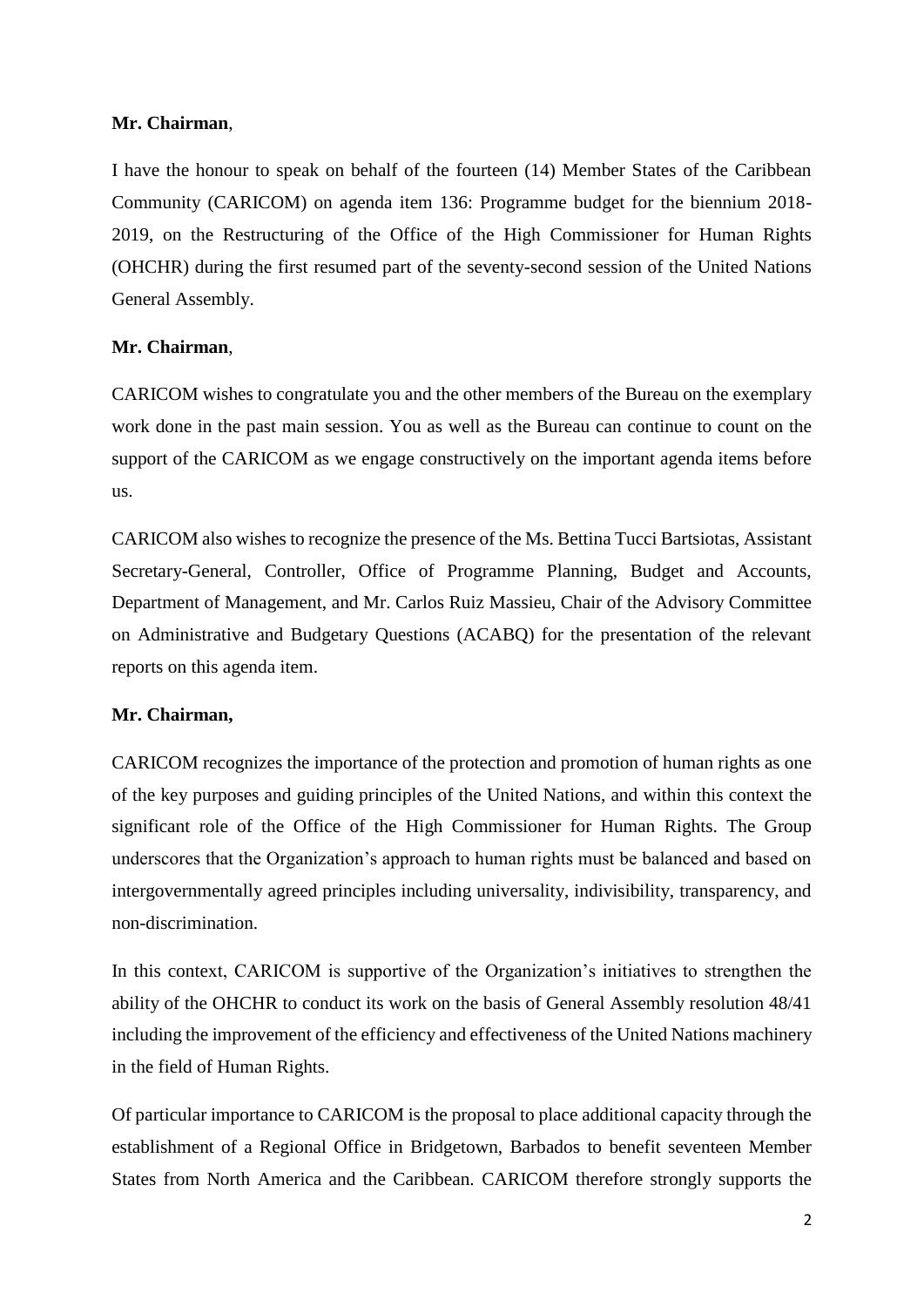**Mr. Chairman**,

I have the honour to speak on behalf of the fourteen (14) Member States of the Caribbean Community (CARICOM) on agenda item 136: Programme budget for the biennium 2018-2019, on the Restructuring of the Office of the High Commissioner for Human Rights (OHCHR) during the first resumed part of the seventy-second session of the United Nations General Assembly.

**Mr. Chairman**,

CARICOM wishes to congratulate you and the other members of the Bureau on the exemplary work done in the past main session. You as well as the Bureau can continue to count on the support of the CARICOM as we engage constructively on the important agenda items before us.

CARICOM also wishes to recognize the presence of the Ms. Bettina Tucci Bartsiotas, Assistant Secretary-General, Controller, Office of Programme Planning, Budget and Accounts, Department of Management, and Mr. Carlos Ruiz Massieu, Chair of the Advisory Committee on Administrative and Budgetary Questions (ACABQ) for the presentation of the relevant reports on this agenda item.

**Mr. Chairman,**

CARICOM recognizes the importance of the protection and promotion of human rights as one of the key purposes and guiding principles of the United Nations, and within this context the significant role of the Office of the High Commissioner for Human Rights. The Group underscores that the Organization's approach to human rights must be balanced and based on intergovernmentally agreed principles including universality, indivisibility, transparency, and non-discrimination.

In this context, CARICOM is supportive of the Organization's initiatives to strengthen the ability of the OHCHR to conduct its work on the basis of General Assembly resolution 48/41 including the improvement of the efficiency and effectiveness of the United Nations machinery in the field of Human Rights.

Of particular importance to CARICOM is the proposal to place additional capacity through the establishment of a Regional Office in Bridgetown, Barbados to benefit seventeen Member States from North America and the Caribbean. CARICOM therefore strongly supports the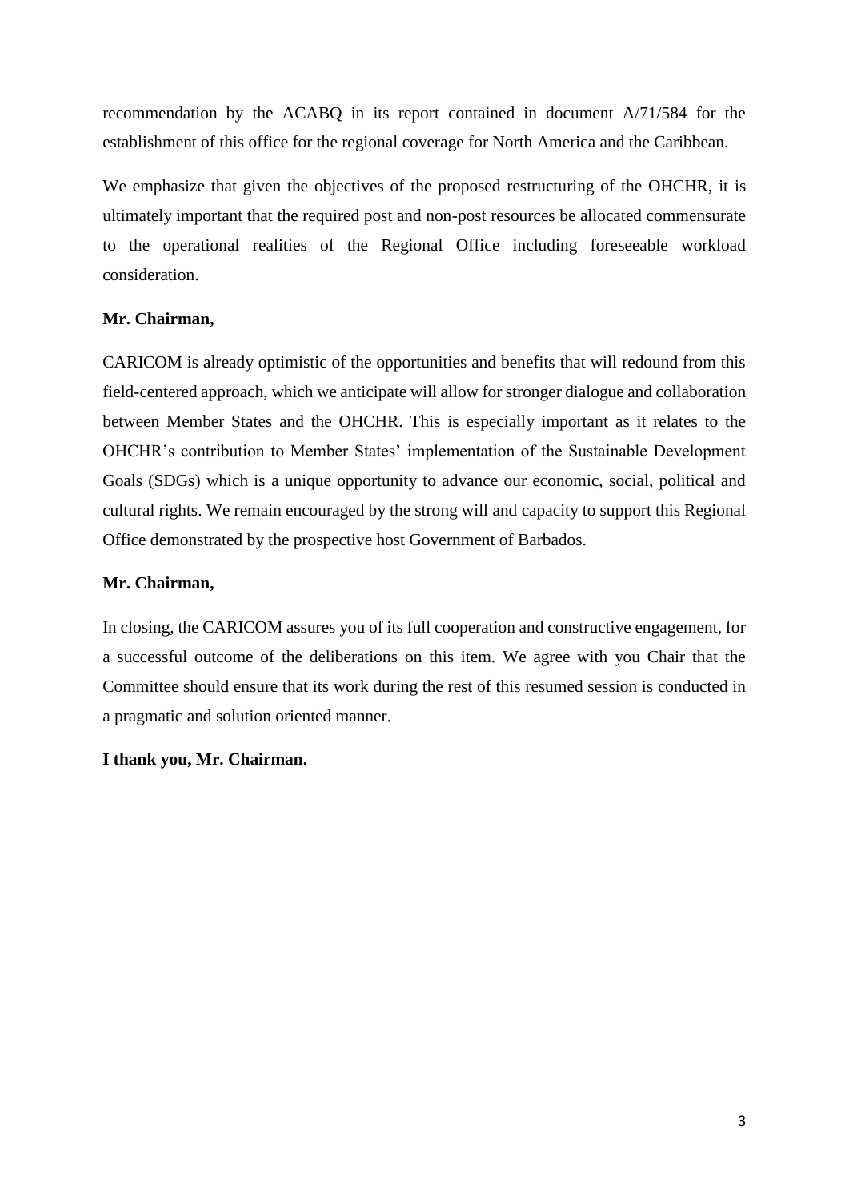recommendation by the ACABQ in its report contained in document A/71/584 for the establishment of this office for the regional coverage for North America and the Caribbean.

We emphasize that given the objectives of the proposed restructuring of the OHCHR, it is ultimately important that the required post and non-post resources be allocated commensurate to the operational realities of the Regional Office including foreseeable workload consideration.

**Mr. Chairman,**

CARICOM is already optimistic of the opportunities and benefits that will redound from this field-centered approach, which we anticipate will allow for stronger dialogue and collaboration between Member States and the OHCHR. This is especially important as it relates to the OHCHR's contribution to Member States' implementation of the Sustainable Development Goals (SDGs) which is a unique opportunity to advance our economic, social, political and cultural rights. We remain encouraged by the strong will and capacity to support this Regional Office demonstrated by the prospective host Government of Barbados.

**Mr. Chairman,**

In closing, the CARICOM assures you of its full cooperation and constructive engagement, for a successful outcome of the deliberations on this item. We agree with you Chair that the Committee should ensure that its work during the rest of this resumed session is conducted in a pragmatic and solution oriented manner.

**I thank you, Mr. Chairman.**